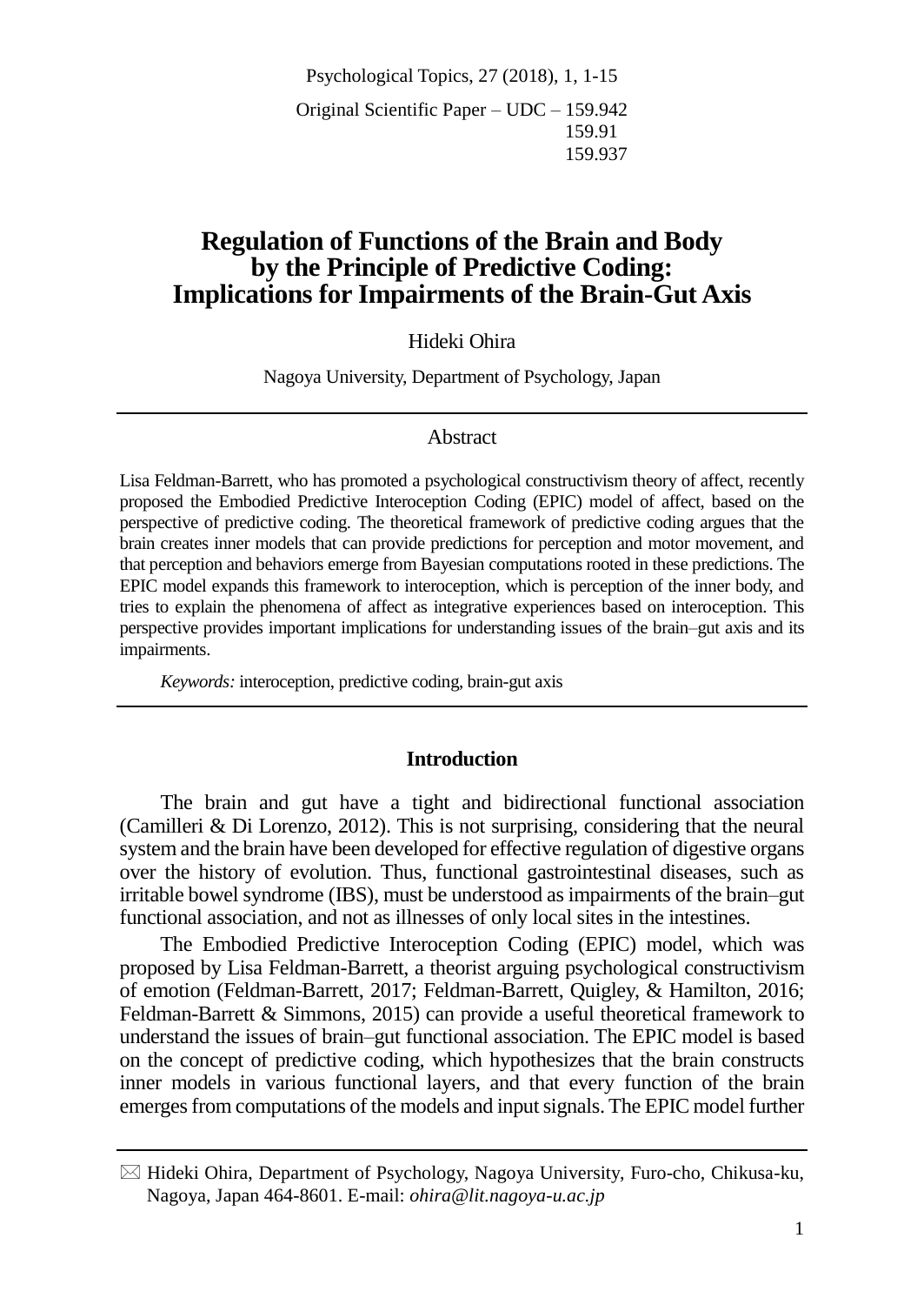Psychological Topics, 27 (2018), 1, 1-15

Original Scientific Paper – UDC – 159.942
159.91
159.937

# Regulation of Functions of the Brain and Body by the Principle of Predictive Coding: Implications for Impairments of the Brain-Gut Axis

Hideki Ohira

Nagoya University, Department of Psychology, Japan

## Abstract

Lisa Feldman-Barrett, who has promoted a psychological constructivism theory of affect, recently proposed the Embodied Predictive Interoception Coding (EPIC) model of affect, based on the perspective of predictive coding. The theoretical framework of predictive coding argues that the brain creates inner models that can provide predictions for perception and motor movement, and that perception and behaviors emerge from Bayesian computations rooted in these predictions. The EPIC model expands this framework to interoception, which is perception of the inner body, and tries to explain the phenomena of affect as integrative experiences based on interoception. This perspective provides important implications for understanding issues of the brain–gut axis and its impairments.

*Keywords:* interoception, predictive coding, brain-gut axis

## Introduction

The brain and gut have a tight and bidirectional functional association (Camilleri & Di Lorenzo, 2012). This is not surprising, considering that the neural system and the brain have been developed for effective regulation of digestive organs over the history of evolution. Thus, functional gastrointestinal diseases, such as irritable bowel syndrome (IBS), must be understood as impairments of the brain–gut functional association, and not as illnesses of only local sites in the intestines.

The Embodied Predictive Interoception Coding (EPIC) model, which was proposed by Lisa Feldman-Barrett, a theorist arguing psychological constructivism of emotion (Feldman-Barrett, 2017; Feldman-Barrett, Quigley, & Hamilton, 2016; Feldman-Barrett & Simmons, 2015) can provide a useful theoretical framework to understand the issues of brain–gut functional association. The EPIC model is based on the concept of predictive coding, which hypothesizes that the brain constructs inner models in various functional layers, and that every function of the brain emerges from computations of the models and input signals. The EPIC model further

---

✉ Hideki Ohira, Department of Psychology, Nagoya University, Furo-cho, Chikusa-ku, Nagoya, Japan 464-8601. E-mail: *ohira@lit.nagoya-u.ac.jp*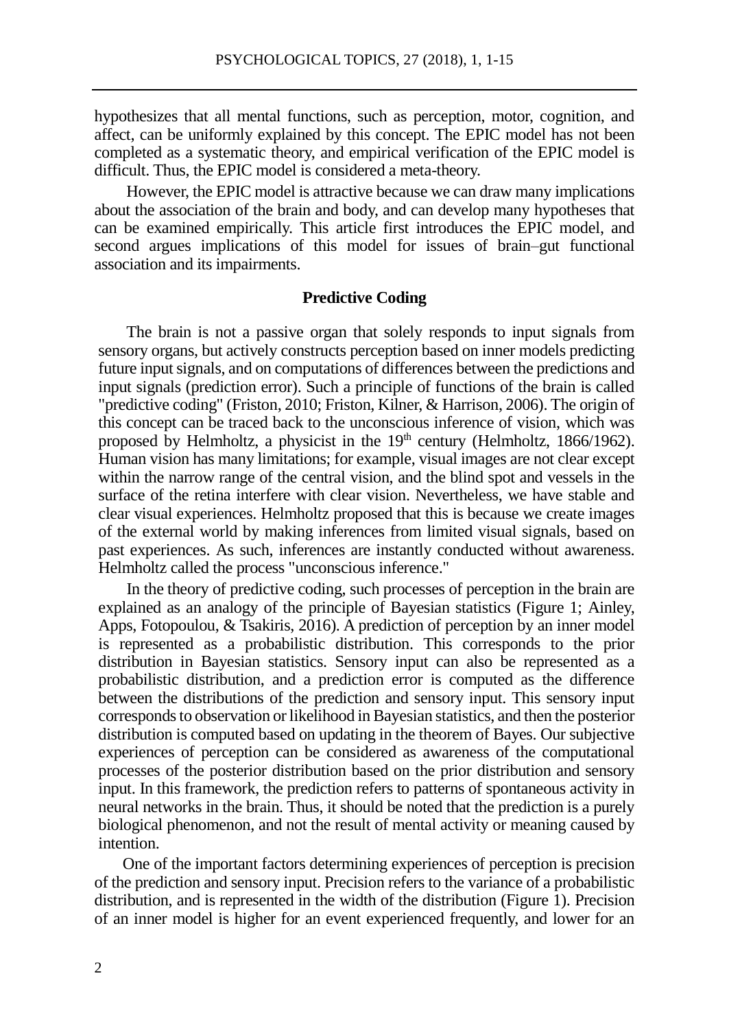hypothesizes that all mental functions, such as perception, motor, cognition, and affect, can be uniformly explained by this concept. The EPIC model has not been completed as a systematic theory, and empirical verification of the EPIC model is difficult. Thus, the EPIC model is considered a meta-theory.

However, the EPIC model is attractive because we can draw many implications about the association of the brain and body, and can develop many hypotheses that can be examined empirically. This article first introduces the EPIC model, and second argues implications of this model for issues of brain–gut functional association and its impairments.

## Predictive Coding

The brain is not a passive organ that solely responds to input signals from sensory organs, but actively constructs perception based on inner models predicting future input signals, and on computations of differences between the predictions and input signals (prediction error). Such a principle of functions of the brain is called "predictive coding" (Friston, 2010; Friston, Kilner, & Harrison, 2006). The origin of this concept can be traced back to the unconscious inference of vision, which was proposed by Helmholtz, a physicist in the 19th century (Helmholtz, 1866/1962). Human vision has many limitations; for example, visual images are not clear except within the narrow range of the central vision, and the blind spot and vessels in the surface of the retina interfere with clear vision. Nevertheless, we have stable and clear visual experiences. Helmholtz proposed that this is because we create images of the external world by making inferences from limited visual signals, based on past experiences. As such, inferences are instantly conducted without awareness. Helmholtz called the process "unconscious inference."

In the theory of predictive coding, such processes of perception in the brain are explained as an analogy of the principle of Bayesian statistics (Figure 1; Ainley, Apps, Fotopoulou, & Tsakiris, 2016). A prediction of perception by an inner model is represented as a probabilistic distribution. This corresponds to the prior distribution in Bayesian statistics. Sensory input can also be represented as a probabilistic distribution, and a prediction error is computed as the difference between the distributions of the prediction and sensory input. This sensory input corresponds to observation or likelihood in Bayesian statistics, and then the posterior distribution is computed based on updating in the theorem of Bayes. Our subjective experiences of perception can be considered as awareness of the computational processes of the posterior distribution based on the prior distribution and sensory input. In this framework, the prediction refers to patterns of spontaneous activity in neural networks in the brain. Thus, it should be noted that the prediction is a purely biological phenomenon, and not the result of mental activity or meaning caused by intention.

One of the important factors determining experiences of perception is precision of the prediction and sensory input. Precision refers to the variance of a probabilistic distribution, and is represented in the width of the distribution (Figure 1). Precision of an inner model is higher for an event experienced frequently, and lower for an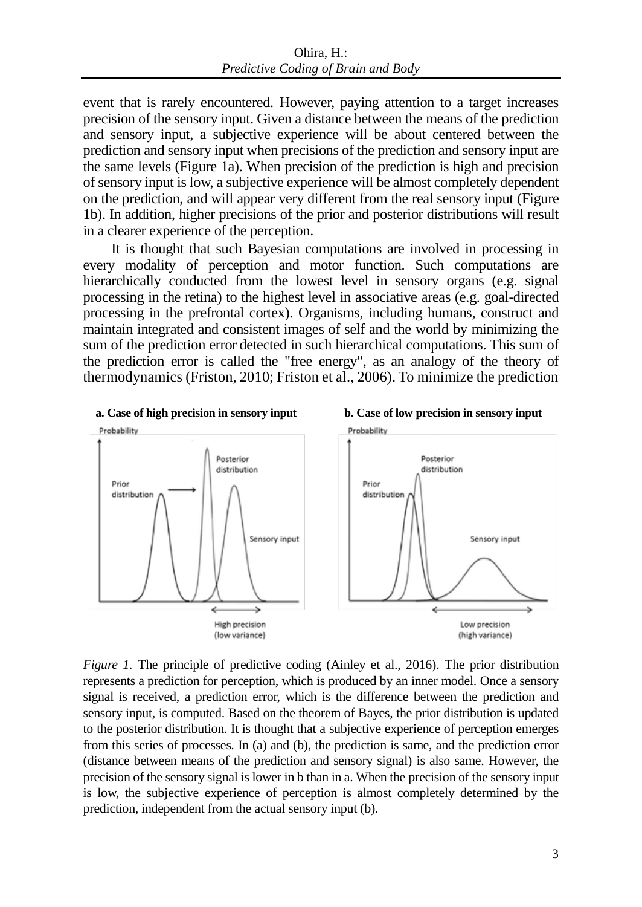event that is rarely encountered. However, paying attention to a target increases precision of the sensory input. Given a distance between the means of the prediction and sensory input, a subjective experience will be about centered between the prediction and sensory input when precisions of the prediction and sensory input are the same levels (Figure 1a). When precision of the prediction is high and precision of sensory input is low, a subjective experience will be almost completely dependent on the prediction, and will appear very different from the real sensory input (Figure 1b). In addition, higher precisions of the prior and posterior distributions will result in a clearer experience of the perception.

It is thought that such Bayesian computations are involved in processing in every modality of perception and motor function. Such computations are hierarchically conducted from the lowest level in sensory organs (e.g. signal processing in the retina) to the highest level in associative areas (e.g. goal-directed processing in the prefrontal cortex). Organisms, including humans, construct and maintain integrated and consistent images of self and the world by minimizing the sum of the prediction error detected in such hierarchical computations. This sum of the prediction error is called the "free energy", as an analogy of the theory of thermodynamics (Friston, 2010; Friston et al., 2006). To minimize the prediction

**a. Case of high precision in sensory input** **b. Case of low precision in sensory input**

*Figure 1.* The principle of predictive coding (Ainley et al., 2016). The prior distribution represents a prediction for perception, which is produced by an inner model. Once a sensory signal is received, a prediction error, which is the difference between the prediction and sensory input, is computed. Based on the theorem of Bayes, the prior distribution is updated to the posterior distribution. It is thought that a subjective experience of perception emerges from this series of processes. In (a) and (b), the prediction is same, and the prediction error (distance between means of the prediction and sensory signal) is also same. However, the precision of the sensory signal is lower in b than in a. When the precision of the sensory input is low, the subjective experience of perception is almost completely determined by the prediction, independent from the actual sensory input (b).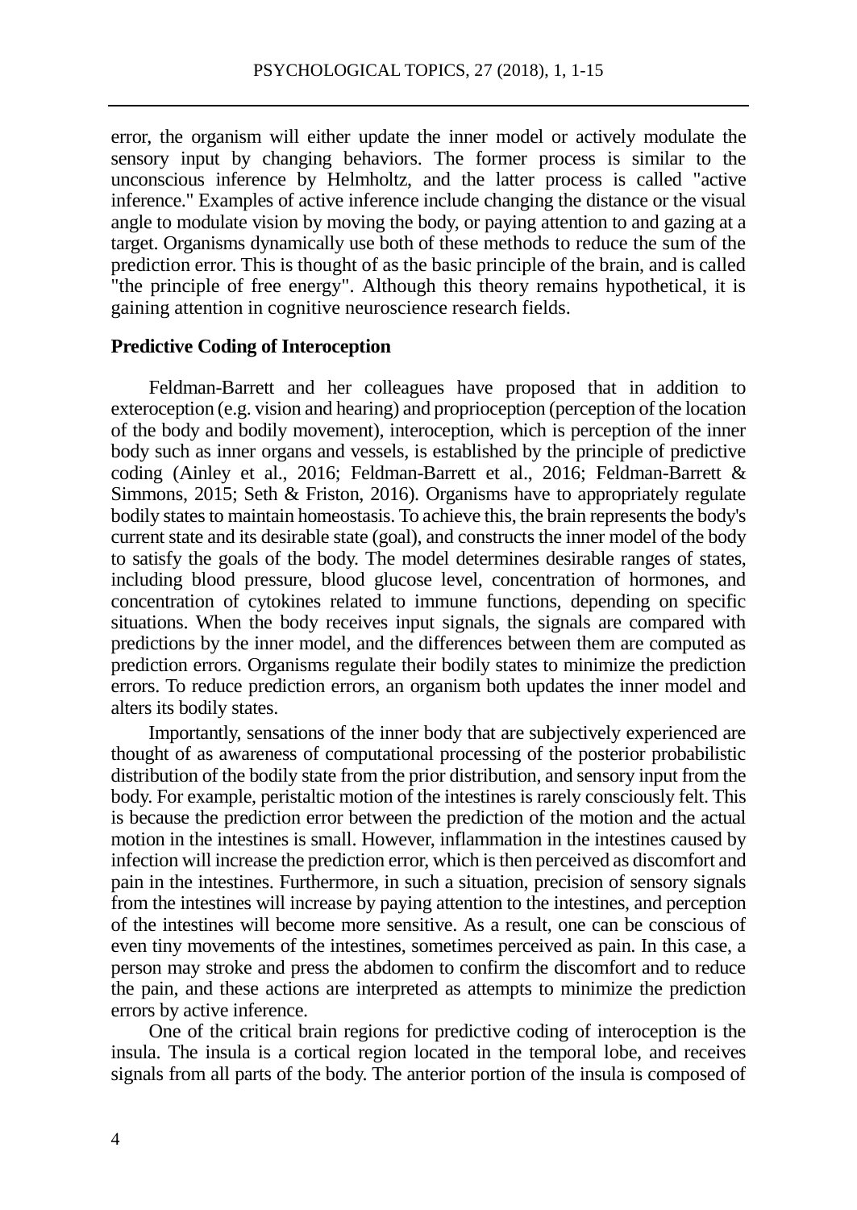error, the organism will either update the inner model or actively modulate the sensory input by changing behaviors. The former process is similar to the unconscious inference by Helmholtz, and the latter process is called "active inference." Examples of active inference include changing the distance or the visual angle to modulate vision by moving the body, or paying attention to and gazing at a target. Organisms dynamically use both of these methods to reduce the sum of the prediction error. This is thought of as the basic principle of the brain, and is called "the principle of free energy". Although this theory remains hypothetical, it is gaining attention in cognitive neuroscience research fields.

**Predictive Coding of Interoception**

Feldman-Barrett and her colleagues have proposed that in addition to exteroception (e.g. vision and hearing) and proprioception (perception of the location of the body and bodily movement), interoception, which is perception of the inner body such as inner organs and vessels, is established by the principle of predictive coding (Ainley et al., 2016; Feldman-Barrett et al., 2016; Feldman-Barrett & Simmons, 2015; Seth & Friston, 2016). Organisms have to appropriately regulate bodily states to maintain homeostasis. To achieve this, the brain represents the body's current state and its desirable state (goal), and constructs the inner model of the body to satisfy the goals of the body. The model determines desirable ranges of states, including blood pressure, blood glucose level, concentration of hormones, and concentration of cytokines related to immune functions, depending on specific situations. When the body receives input signals, the signals are compared with predictions by the inner model, and the differences between them are computed as prediction errors. Organisms regulate their bodily states to minimize the prediction errors. To reduce prediction errors, an organism both updates the inner model and alters its bodily states.

Importantly, sensations of the inner body that are subjectively experienced are thought of as awareness of computational processing of the posterior probabilistic distribution of the bodily state from the prior distribution, and sensory input from the body. For example, peristaltic motion of the intestines is rarely consciously felt. This is because the prediction error between the prediction of the motion and the actual motion in the intestines is small. However, inflammation in the intestines caused by infection will increase the prediction error, which is then perceived as discomfort and pain in the intestines. Furthermore, in such a situation, precision of sensory signals from the intestines will increase by paying attention to the intestines, and perception of the intestines will become more sensitive. As a result, one can be conscious of even tiny movements of the intestines, sometimes perceived as pain. In this case, a person may stroke and press the abdomen to confirm the discomfort and to reduce the pain, and these actions are interpreted as attempts to minimize the prediction errors by active inference.

One of the critical brain regions for predictive coding of interoception is the insula. The insula is a cortical region located in the temporal lobe, and receives signals from all parts of the body. The anterior portion of the insula is composed of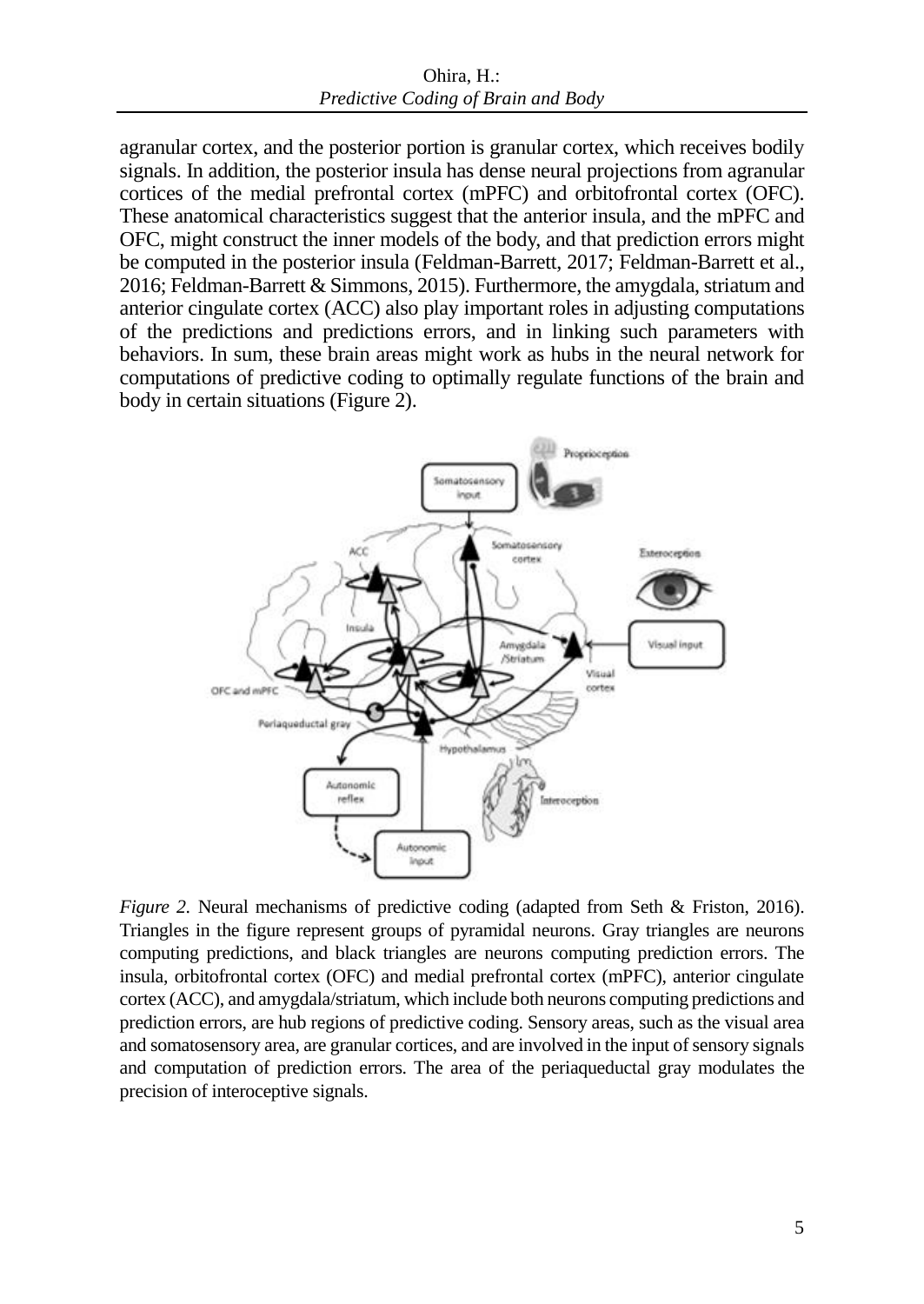agranular cortex, and the posterior portion is granular cortex, which receives bodily signals. In addition, the posterior insula has dense neural projections from agranular cortices of the medial prefrontal cortex (mPFC) and orbitofrontal cortex (OFC). These anatomical characteristics suggest that the anterior insula, and the mPFC and OFC, might construct the inner models of the body, and that prediction errors might be computed in the posterior insula (Feldman-Barrett, 2017; Feldman-Barrett et al., 2016; Feldman-Barrett & Simmons, 2015). Furthermore, the amygdala, striatum and anterior cingulate cortex (ACC) also play important roles in adjusting computations of the predictions and predictions errors, and in linking such parameters with behaviors. In sum, these brain areas might work as hubs in the neural network for computations of predictive coding to optimally regulate functions of the brain and body in certain situations (Figure 2).

*Figure 2*. Neural mechanisms of predictive coding (adapted from Seth & Friston, 2016). Triangles in the figure represent groups of pyramidal neurons. Gray triangles are neurons computing predictions, and black triangles are neurons computing prediction errors. The insula, orbitofrontal cortex (OFC) and medial prefrontal cortex (mPFC), anterior cingulate cortex (ACC), and amygdala/striatum, which include both neurons computing predictions and prediction errors, are hub regions of predictive coding. Sensory areas, such as the visual area and somatosensory area, are granular cortices, and are involved in the input of sensory signals and computation of prediction errors. The area of the periaqueductal gray modulates the precision of interoceptive signals.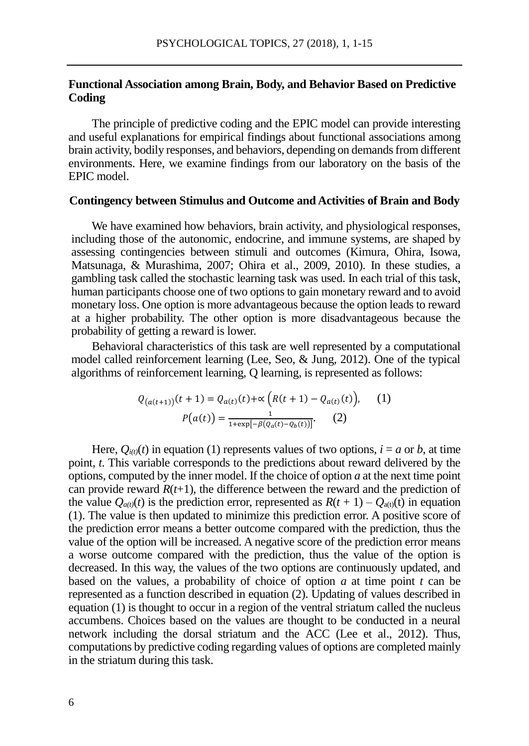## Functional Association among Brain, Body, and Behavior Based on Predictive Coding

The principle of predictive coding and the EPIC model can provide interesting and useful explanations for empirical findings about functional associations among brain activity, bodily responses, and behaviors, depending on demands from different environments. Here, we examine findings from our laboratory on the basis of the EPIC model.

### Contingency between Stimulus and Outcome and Activities of Brain and Body

We have examined how behaviors, brain activity, and physiological responses, including those of the autonomic, endocrine, and immune systems, are shaped by assessing contingencies between stimuli and outcomes (Kimura, Ohira, Isowa, Matsunaga, & Murashima, 2007; Ohira et al., 2009, 2010). In these studies, a gambling task called the stochastic learning task was used. In each trial of this task, human participants choose one of two options to gain monetary reward and to avoid monetary loss. One option is more advantageous because the option leads to reward at a higher probability. The other option is more disadvantageous because the probability of getting a reward is lower.

Behavioral characteristics of this task are well represented by a computational model called reinforcement learning (Lee, Seo, & Jung, 2012). One of the typical algorithms of reinforcement learning, Q learning, is represented as follows:

$$Q_{(a(t+1))}(t+1) = Q_{a(t)}(t) + \propto \left(R(t+1) - Q_{a(t)}(t)\right), \quad (1)$$

$$P\left(a(t)\right) = \frac{1}{1+\exp\left[-\beta\left(Q_a(t) - Q_b(t)\right)\right]}. \quad (2)$$

Here, $Q_{i(t)}(t)$ in equation (1) represents values of two options, $i = a$ or $b$, at time point, $t$. This variable corresponds to the predictions about reward delivered by the options, computed by the inner model. If the choice of option $a$ at the next time point can provide reward $R(t+1)$, the difference between the reward and the prediction of the value $Q_{a(t)}(t)$ is the prediction error, represented as $R(t + 1) - Q_{a(t)}(t)$ in equation (1). The value is then updated to minimize this prediction error. A positive score of the prediction error means a better outcome compared with the prediction, thus the value of the option will be increased. A negative score of the prediction error means a worse outcome compared with the prediction, thus the value of the option is decreased. In this way, the values of the two options are continuously updated, and based on the values, a probability of choice of option $a$ at time point $t$ can be represented as a function described in equation (2). Updating of values described in equation (1) is thought to occur in a region of the ventral striatum called the nucleus accumbens. Choices based on the values are thought to be conducted in a neural network including the dorsal striatum and the ACC (Lee et al., 2012). Thus, computations by predictive coding regarding values of options are completed mainly in the striatum during this task.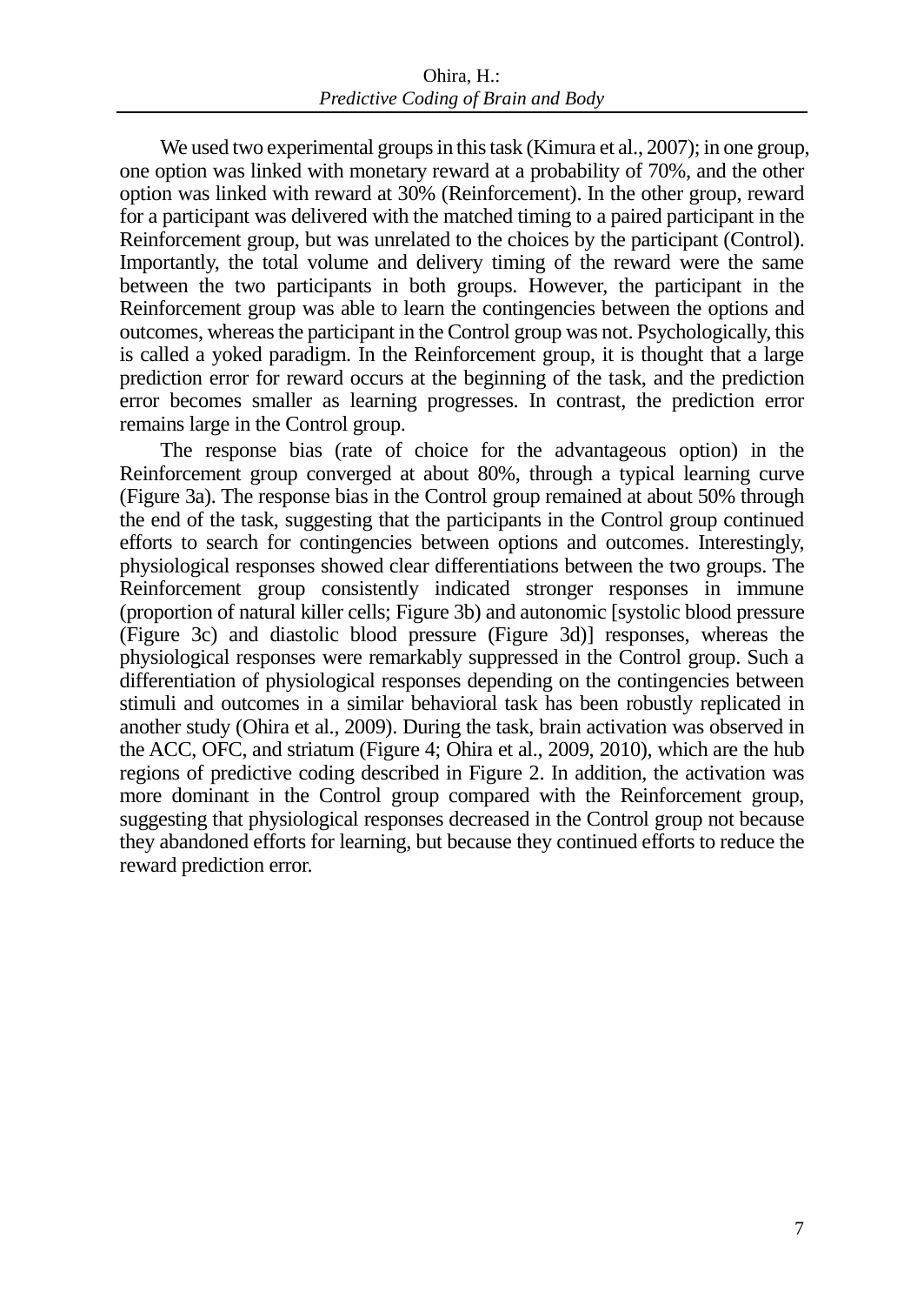We used two experimental groups in this task (Kimura et al., 2007); in one group, one option was linked with monetary reward at a probability of 70%, and the other option was linked with reward at 30% (Reinforcement). In the other group, reward for a participant was delivered with the matched timing to a paired participant in the Reinforcement group, but was unrelated to the choices by the participant (Control). Importantly, the total volume and delivery timing of the reward were the same between the two participants in both groups. However, the participant in the Reinforcement group was able to learn the contingencies between the options and outcomes, whereas the participant in the Control group was not. Psychologically, this is called a yoked paradigm. In the Reinforcement group, it is thought that a large prediction error for reward occurs at the beginning of the task, and the prediction error becomes smaller as learning progresses. In contrast, the prediction error remains large in the Control group.

The response bias (rate of choice for the advantageous option) in the Reinforcement group converged at about 80%, through a typical learning curve (Figure 3a). The response bias in the Control group remained at about 50% through the end of the task, suggesting that the participants in the Control group continued efforts to search for contingencies between options and outcomes. Interestingly, physiological responses showed clear differentiations between the two groups. The Reinforcement group consistently indicated stronger responses in immune (proportion of natural killer cells; Figure 3b) and autonomic [systolic blood pressure (Figure 3c) and diastolic blood pressure (Figure 3d)] responses, whereas the physiological responses were remarkably suppressed in the Control group. Such a differentiation of physiological responses depending on the contingencies between stimuli and outcomes in a similar behavioral task has been robustly replicated in another study (Ohira et al., 2009). During the task, brain activation was observed in the ACC, OFC, and striatum (Figure 4; Ohira et al., 2009, 2010), which are the hub regions of predictive coding described in Figure 2. In addition, the activation was more dominant in the Control group compared with the Reinforcement group, suggesting that physiological responses decreased in the Control group not because they abandoned efforts for learning, but because they continued efforts to reduce the reward prediction error.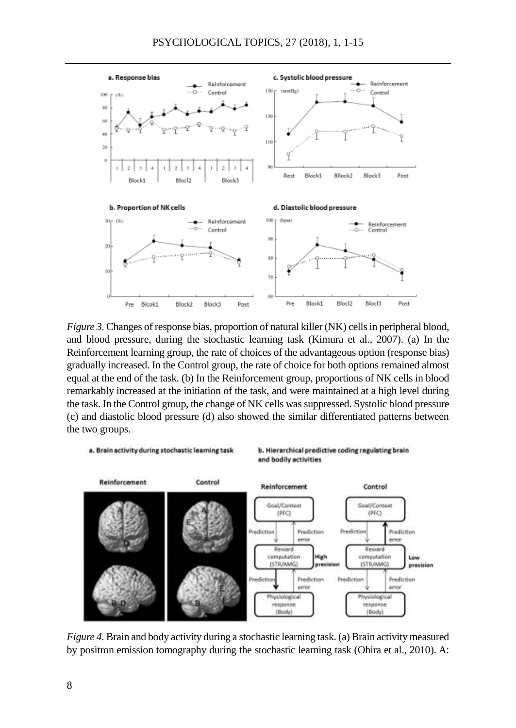*Figure 3*. Changes of response bias, proportion of natural killer (NK) cells in peripheral blood, and blood pressure, during the stochastic learning task (Kimura et al., 2007). (a) In the Reinforcement learning group, the rate of choices of the advantageous option (response bias) gradually increased. In the Control group, the rate of choice for both options remained almost equal at the end of the task. (b) In the Reinforcement group, proportions of NK cells in blood remarkably increased at the initiation of the task, and were maintained at a high level during the task. In the Control group, the change of NK cells was suppressed. Systolic blood pressure (c) and diastolic blood pressure (d) also showed the similar differentiated patterns between the two groups.

*Figure 4.* Brain and body activity during a stochastic learning task. (a) Brain activity measured by positron emission tomography during the stochastic learning task (Ohira et al., 2010). A: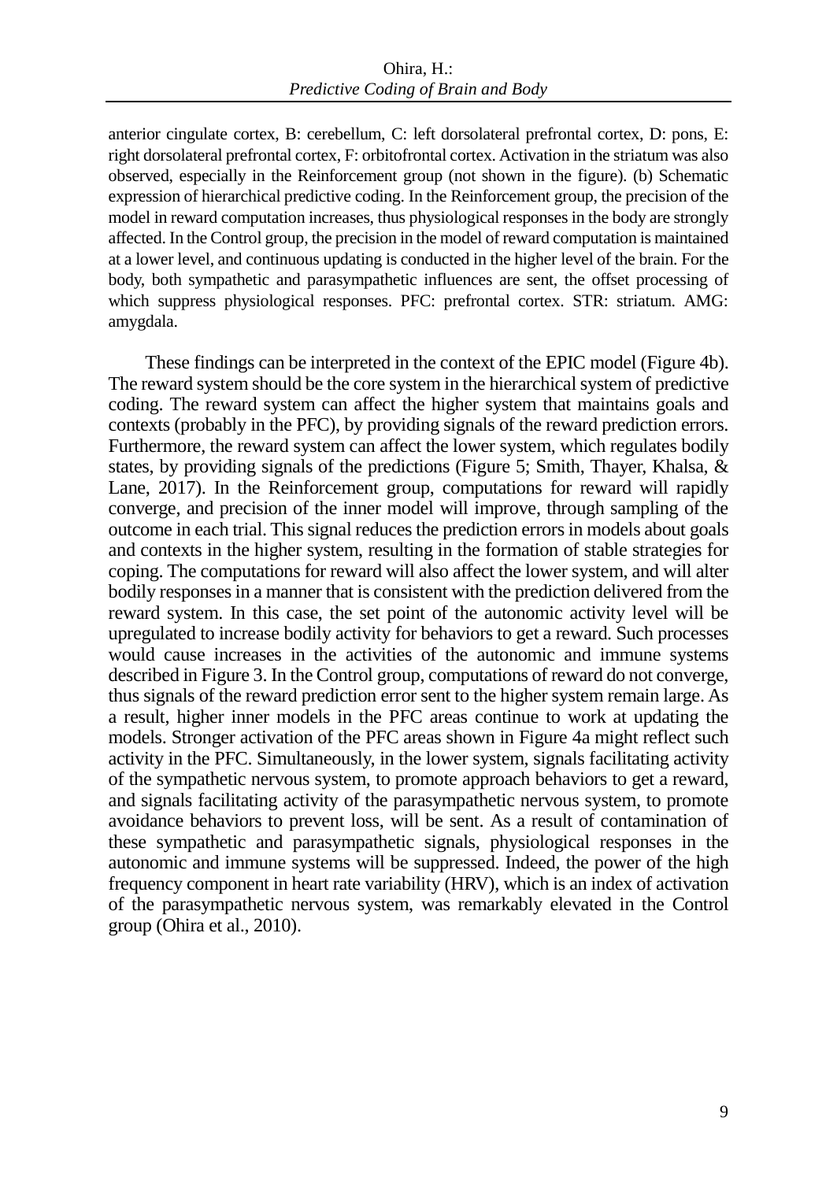anterior cingulate cortex, B: cerebellum, C: left dorsolateral prefrontal cortex, D: pons, E: right dorsolateral prefrontal cortex, F: orbitofrontal cortex. Activation in the striatum was also observed, especially in the Reinforcement group (not shown in the figure). (b) Schematic expression of hierarchical predictive coding. In the Reinforcement group, the precision of the model in reward computation increases, thus physiological responses in the body are strongly affected. In the Control group, the precision in the model of reward computation is maintained at a lower level, and continuous updating is conducted in the higher level of the brain. For the body, both sympathetic and parasympathetic influences are sent, the offset processing of which suppress physiological responses. PFC: prefrontal cortex. STR: striatum. AMG: amygdala.

These findings can be interpreted in the context of the EPIC model (Figure 4b). The reward system should be the core system in the hierarchical system of predictive coding. The reward system can affect the higher system that maintains goals and contexts (probably in the PFC), by providing signals of the reward prediction errors. Furthermore, the reward system can affect the lower system, which regulates bodily states, by providing signals of the predictions (Figure 5; Smith, Thayer, Khalsa, & Lane, 2017). In the Reinforcement group, computations for reward will rapidly converge, and precision of the inner model will improve, through sampling of the outcome in each trial. This signal reduces the prediction errors in models about goals and contexts in the higher system, resulting in the formation of stable strategies for coping. The computations for reward will also affect the lower system, and will alter bodily responses in a manner that is consistent with the prediction delivered from the reward system. In this case, the set point of the autonomic activity level will be upregulated to increase bodily activity for behaviors to get a reward. Such processes would cause increases in the activities of the autonomic and immune systems described in Figure 3. In the Control group, computations of reward do not converge, thus signals of the reward prediction error sent to the higher system remain large. As a result, higher inner models in the PFC areas continue to work at updating the models. Stronger activation of the PFC areas shown in Figure 4a might reflect such activity in the PFC. Simultaneously, in the lower system, signals facilitating activity of the sympathetic nervous system, to promote approach behaviors to get a reward, and signals facilitating activity of the parasympathetic nervous system, to promote avoidance behaviors to prevent loss, will be sent. As a result of contamination of these sympathetic and parasympathetic signals, physiological responses in the autonomic and immune systems will be suppressed. Indeed, the power of the high frequency component in heart rate variability (HRV), which is an index of activation of the parasympathetic nervous system, was remarkably elevated in the Control group (Ohira et al., 2010).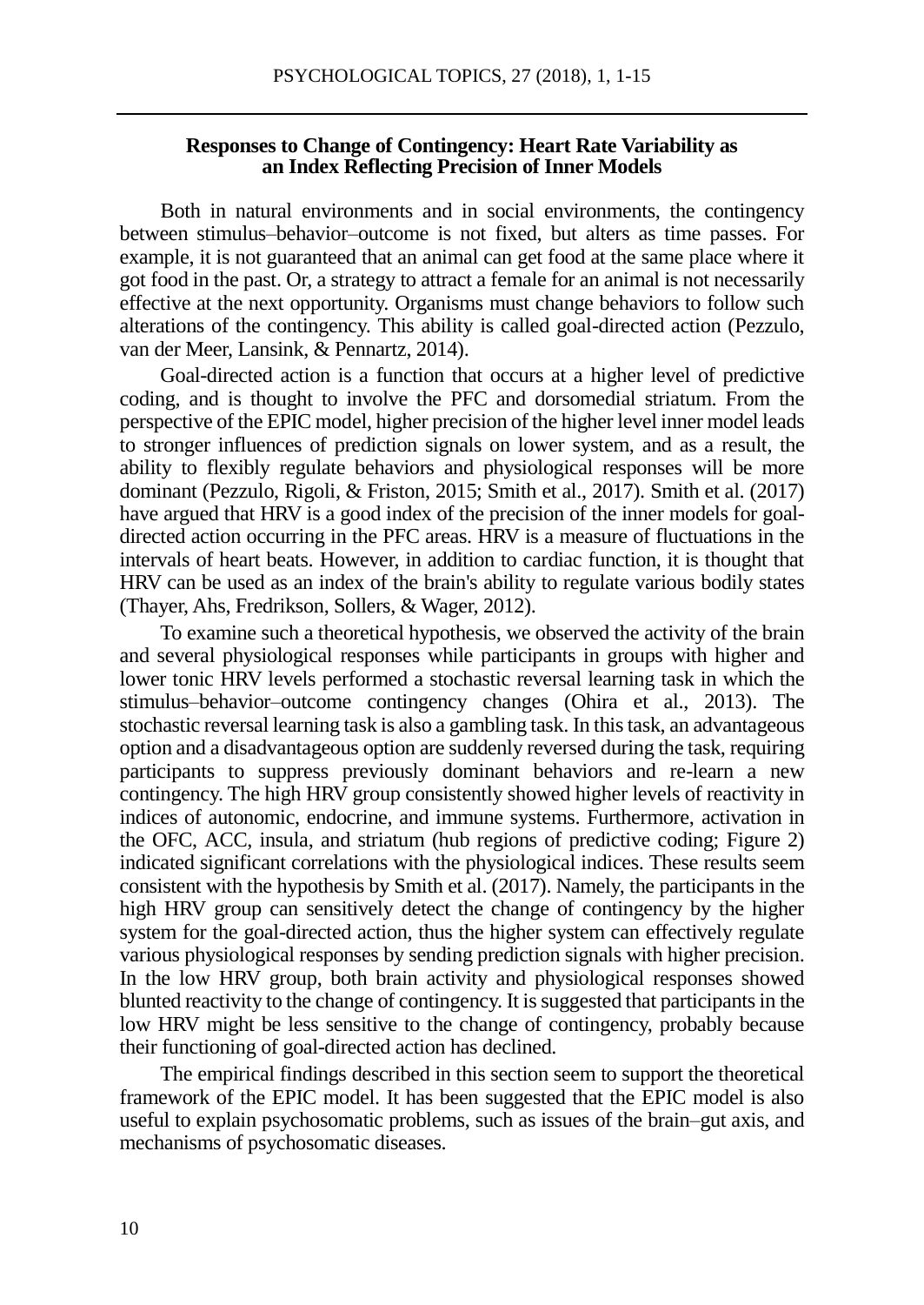### Responses to Change of Contingency: Heart Rate Variability as an Index Reflecting Precision of Inner Models

Both in natural environments and in social environments, the contingency between stimulus–behavior–outcome is not fixed, but alters as time passes. For example, it is not guaranteed that an animal can get food at the same place where it got food in the past. Or, a strategy to attract a female for an animal is not necessarily effective at the next opportunity. Organisms must change behaviors to follow such alterations of the contingency. This ability is called goal-directed action (Pezzulo, van der Meer, Lansink, & Pennartz, 2014).

Goal-directed action is a function that occurs at a higher level of predictive coding, and is thought to involve the PFC and dorsomedial striatum. From the perspective of the EPIC model, higher precision of the higher level inner model leads to stronger influences of prediction signals on lower system, and as a result, the ability to flexibly regulate behaviors and physiological responses will be more dominant (Pezzulo, Rigoli, & Friston, 2015; Smith et al., 2017). Smith et al. (2017) have argued that HRV is a good index of the precision of the inner models for goal-directed action occurring in the PFC areas. HRV is a measure of fluctuations in the intervals of heart beats. However, in addition to cardiac function, it is thought that HRV can be used as an index of the brain's ability to regulate various bodily states (Thayer, Ahs, Fredrikson, Sollers, & Wager, 2012).

To examine such a theoretical hypothesis, we observed the activity of the brain and several physiological responses while participants in groups with higher and lower tonic HRV levels performed a stochastic reversal learning task in which the stimulus–behavior–outcome contingency changes (Ohira et al., 2013). The stochastic reversal learning task is also a gambling task. In this task, an advantageous option and a disadvantageous option are suddenly reversed during the task, requiring participants to suppress previously dominant behaviors and re-learn a new contingency. The high HRV group consistently showed higher levels of reactivity in indices of autonomic, endocrine, and immune systems. Furthermore, activation in the OFC, ACC, insula, and striatum (hub regions of predictive coding; Figure 2) indicated significant correlations with the physiological indices. These results seem consistent with the hypothesis by Smith et al. (2017). Namely, the participants in the high HRV group can sensitively detect the change of contingency by the higher system for the goal-directed action, thus the higher system can effectively regulate various physiological responses by sending prediction signals with higher precision. In the low HRV group, both brain activity and physiological responses showed blunted reactivity to the change of contingency. It is suggested that participants in the low HRV might be less sensitive to the change of contingency, probably because their functioning of goal-directed action has declined.

The empirical findings described in this section seem to support the theoretical framework of the EPIC model. It has been suggested that the EPIC model is also useful to explain psychosomatic problems, such as issues of the brain–gut axis, and mechanisms of psychosomatic diseases.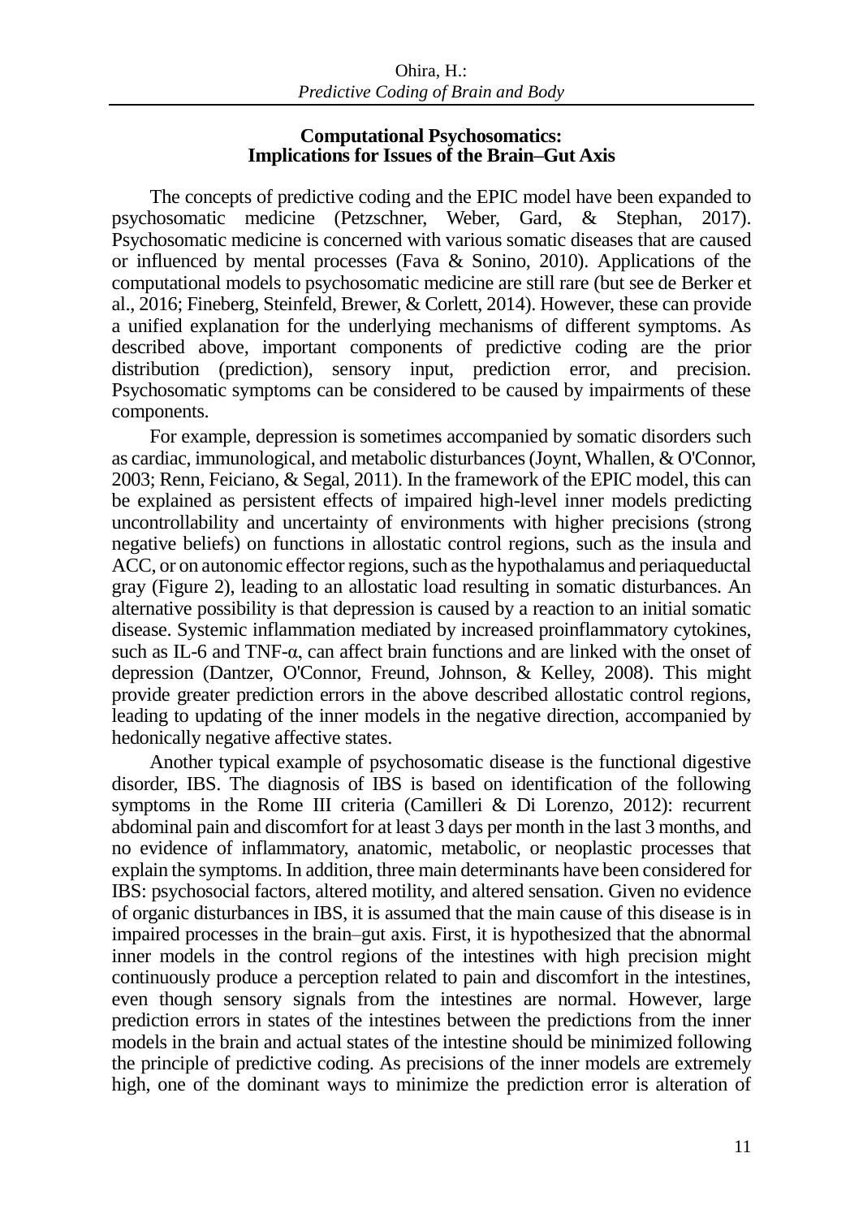## Computational Psychosomatics: Implications for Issues of the Brain–Gut Axis

The concepts of predictive coding and the EPIC model have been expanded to psychosomatic medicine (Petzschner, Weber, Gard, & Stephan, 2017). Psychosomatic medicine is concerned with various somatic diseases that are caused or influenced by mental processes (Fava & Sonino, 2010). Applications of the computational models to psychosomatic medicine are still rare (but see de Berker et al., 2016; Fineberg, Steinfeld, Brewer, & Corlett, 2014). However, these can provide a unified explanation for the underlying mechanisms of different symptoms. As described above, important components of predictive coding are the prior distribution (prediction), sensory input, prediction error, and precision. Psychosomatic symptoms can be considered to be caused by impairments of these components.

For example, depression is sometimes accompanied by somatic disorders such as cardiac, immunological, and metabolic disturbances (Joynt, Whallen, & O'Connor, 2003; Renn, Feiciano, & Segal, 2011). In the framework of the EPIC model, this can be explained as persistent effects of impaired high-level inner models predicting uncontrollability and uncertainty of environments with higher precisions (strong negative beliefs) on functions in allostatic control regions, such as the insula and ACC, or on autonomic effector regions, such as the hypothalamus and periaqueductal gray (Figure 2), leading to an allostatic load resulting in somatic disturbances. An alternative possibility is that depression is caused by a reaction to an initial somatic disease. Systemic inflammation mediated by increased proinflammatory cytokines, such as IL-6 and TNF-α, can affect brain functions and are linked with the onset of depression (Dantzer, O'Connor, Freund, Johnson, & Kelley, 2008). This might provide greater prediction errors in the above described allostatic control regions, leading to updating of the inner models in the negative direction, accompanied by hedonically negative affective states.

Another typical example of psychosomatic disease is the functional digestive disorder, IBS. The diagnosis of IBS is based on identification of the following symptoms in the Rome III criteria (Camilleri & Di Lorenzo, 2012): recurrent abdominal pain and discomfort for at least 3 days per month in the last 3 months, and no evidence of inflammatory, anatomic, metabolic, or neoplastic processes that explain the symptoms. In addition, three main determinants have been considered for IBS: psychosocial factors, altered motility, and altered sensation. Given no evidence of organic disturbances in IBS, it is assumed that the main cause of this disease is in impaired processes in the brain–gut axis. First, it is hypothesized that the abnormal inner models in the control regions of the intestines with high precision might continuously produce a perception related to pain and discomfort in the intestines, even though sensory signals from the intestines are normal. However, large prediction errors in states of the intestines between the predictions from the inner models in the brain and actual states of the intestine should be minimized following the principle of predictive coding. As precisions of the inner models are extremely high, one of the dominant ways to minimize the prediction error is alteration of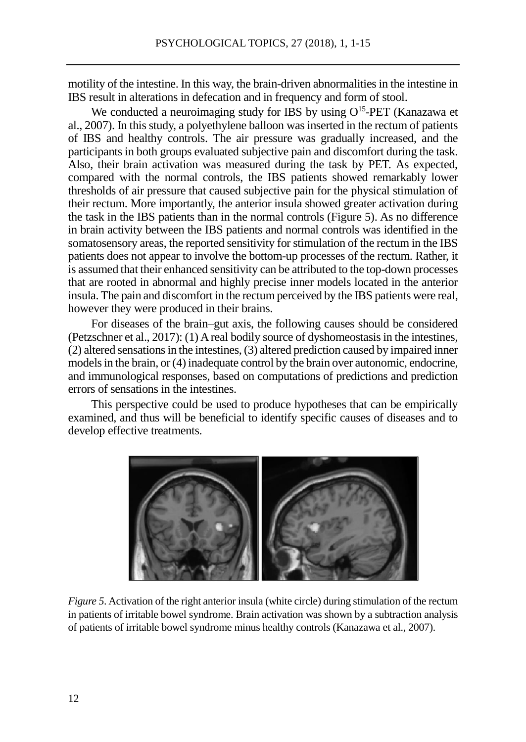motility of the intestine. In this way, the brain-driven abnormalities in the intestine in IBS result in alterations in defecation and in frequency and form of stool.

We conducted a neuroimaging study for IBS by using $O^{15}$-PET (Kanazawa et al., 2007). In this study, a polyethylene balloon was inserted in the rectum of patients of IBS and healthy controls. The air pressure was gradually increased, and the participants in both groups evaluated subjective pain and discomfort during the task. Also, their brain activation was measured during the task by PET. As expected, compared with the normal controls, the IBS patients showed remarkably lower thresholds of air pressure that caused subjective pain for the physical stimulation of their rectum. More importantly, the anterior insula showed greater activation during the task in the IBS patients than in the normal controls (Figure 5). As no difference in brain activity between the IBS patients and normal controls was identified in the somatosensory areas, the reported sensitivity for stimulation of the rectum in the IBS patients does not appear to involve the bottom-up processes of the rectum. Rather, it is assumed that their enhanced sensitivity can be attributed to the top-down processes that are rooted in abnormal and highly precise inner models located in the anterior insula. The pain and discomfort in the rectum perceived by the IBS patients were real, however they were produced in their brains.

For diseases of the brain–gut axis, the following causes should be considered (Petzschner et al., 2017): (1) A real bodily source of dyshomeostasis in the intestines, (2) altered sensations in the intestines, (3) altered prediction caused by impaired inner models in the brain, or (4) inadequate control by the brain over autonomic, endocrine, and immunological responses, based on computations of predictions and prediction errors of sensations in the intestines.

This perspective could be used to produce hypotheses that can be empirically examined, and thus will be beneficial to identify specific causes of diseases and to develop effective treatments.

*Figure 5*. Activation of the right anterior insula (white circle) during stimulation of the rectum in patients of irritable bowel syndrome. Brain activation was shown by a subtraction analysis of patients of irritable bowel syndrome minus healthy controls (Kanazawa et al., 2007).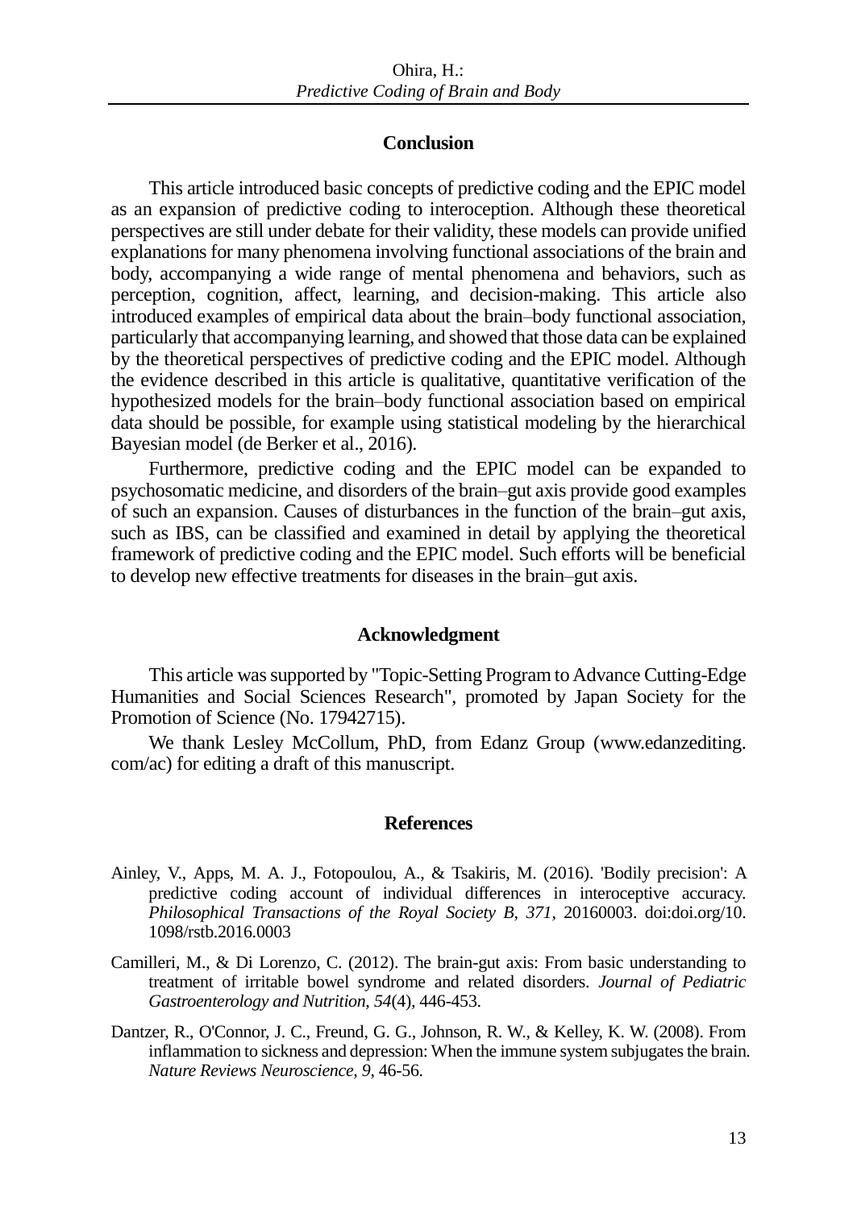## Conclusion

This article introduced basic concepts of predictive coding and the EPIC model as an expansion of predictive coding to interoception. Although these theoretical perspectives are still under debate for their validity, these models can provide unified explanations for many phenomena involving functional associations of the brain and body, accompanying a wide range of mental phenomena and behaviors, such as perception, cognition, affect, learning, and decision-making. This article also introduced examples of empirical data about the brain–body functional association, particularly that accompanying learning, and showed that those data can be explained by the theoretical perspectives of predictive coding and the EPIC model. Although the evidence described in this article is qualitative, quantitative verification of the hypothesized models for the brain–body functional association based on empirical data should be possible, for example using statistical modeling by the hierarchical Bayesian model (de Berker et al., 2016).

Furthermore, predictive coding and the EPIC model can be expanded to psychosomatic medicine, and disorders of the brain–gut axis provide good examples of such an expansion. Causes of disturbances in the function of the brain–gut axis, such as IBS, can be classified and examined in detail by applying the theoretical framework of predictive coding and the EPIC model. Such efforts will be beneficial to develop new effective treatments for diseases in the brain–gut axis.

## Acknowledgment

This article was supported by "Topic-Setting Program to Advance Cutting-Edge Humanities and Social Sciences Research", promoted by Japan Society for the Promotion of Science (No. 17942715).

We thank Lesley McCollum, PhD, from Edanz Group (www.edanzediting.com/ac) for editing a draft of this manuscript.

## References

Ainley, V., Apps, M. A. J., Fotopoulou, A., & Tsakiris, M. (2016). 'Bodily precision': A predictive coding account of individual differences in interoceptive accuracy. *Philosophical Transactions of the Royal Society B*, *371*, 20160003. doi:doi.org/10.1098/rstb.2016.0003

Camilleri, M., & Di Lorenzo, C. (2012). The brain-gut axis: From basic understanding to treatment of irritable bowel syndrome and related disorders. *Journal of Pediatric Gastroenterology and Nutrition, 54*(4), 446-453.

Dantzer, R., O'Connor, J. C., Freund, G. G., Johnson, R. W., & Kelley, K. W. (2008). From inflammation to sickness and depression: When the immune system subjugates the brain. *Nature Reviews Neuroscience, 9*, 46-56.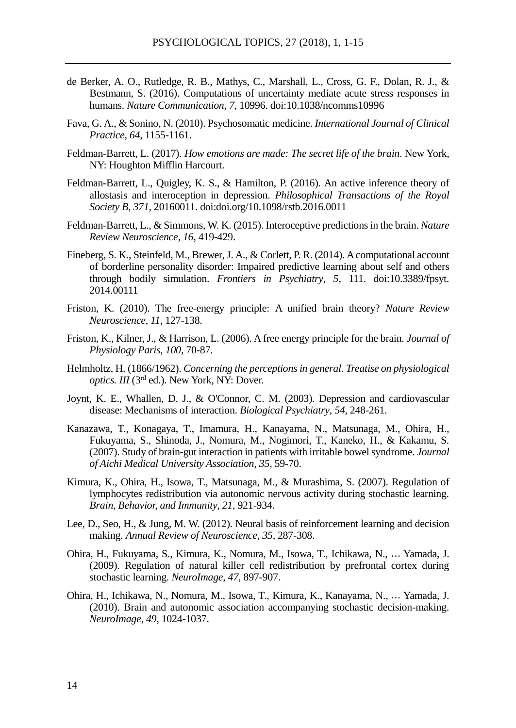de Berker, A. O., Rutledge, R. B., Mathys, C., Marshall, L., Cross, G. F., Dolan, R. J., & Bestmann, S. (2016). Computations of uncertainty mediate acute stress responses in humans. *Nature Communication*, *7*, 10996. doi:10.1038/ncomms10996

Fava, G. A., & Sonino, N. (2010). Psychosomatic medicine. *International Journal of Clinical Practice, 64*, 1155-1161.

Feldman-Barrett, L. (2017). *How emotions are made: The secret life of the brain*. New York, NY: Houghton Mifflin Harcourt.

Feldman-Barrett, L., Quigley, K. S., & Hamilton, P. (2016). An active inference theory of allostasis and interoception in depression. *Philosophical Transactions of the Royal Society B, 371*, 20160011. doi:doi.org/10.1098/rstb.2016.0011

Feldman-Barrett, L., & Simmons, W. K. (2015). Interoceptive predictions in the brain. *Nature Review Neuroscience*, *16*, 419-429.

Fineberg, S. K., Steinfeld, M., Brewer, J. A., & Corlett, P. R. (2014). A computational account of borderline personality disorder: Impaired predictive learning about self and others through bodily simulation. *Frontiers in Psychiatry*, *5*, 111. doi:10.3389/fpsyt. 2014.00111

Friston, K. (2010). The free-energy principle: A unified brain theory? *Nature Review Neuroscience*, *11*, 127-138.

Friston, K., Kilner, J., & Harrison, L. (2006). A free energy principle for the brain. *Journal of Physiology Paris*, *100*, 70-87.

Helmholtz, H. (1866/1962). *Concerning the perceptions in general. Treatise on physiological optics. III* (3rd ed.). New York, NY: Dover.

Joynt, K. E., Whallen, D. J., & O'Connor, C. M. (2003). Depression and cardiovascular disease: Mechanisms of interaction. *Biological Psychiatry*, *54*, 248-261.

Kanazawa, T., Konagaya, T., Imamura, H., Kanayama, N., Matsunaga, M., Ohira, H., Fukuyama, S., Shinoda, J., Nomura, M., Nogimori, T., Kaneko, H., & Kakamu, S. (2007). Study of brain-gut interaction in patients with irritable bowel syndrome. *Journal of Aichi Medical University Association*, *35*, 59-70.

Kimura, K., Ohira, H., Isowa, T., Matsunaga, M., & Murashima, S. (2007). Regulation of lymphocytes redistribution via autonomic nervous activity during stochastic learning. *Brain, Behavior, and Immunity*, *21*, 921-934.

Lee, D., Seo, H., & Jung, M. W. (2012). Neural basis of reinforcement learning and decision making. *Annual Review of Neuroscience, 35*, 287-308.

Ohira, H., Fukuyama, S., Kimura, K., Nomura, M., Isowa, T., Ichikawa, N., … Yamada, J. (2009). Regulation of natural killer cell redistribution by prefrontal cortex during stochastic learning. *NeuroImage*, *47*, 897-907.

Ohira, H., Ichikawa, N., Nomura, M., Isowa, T., Kimura, K., Kanayama, N., … Yamada, J. (2010). Brain and autonomic association accompanying stochastic decision-making. *NeuroImage*, *49*, 1024-1037.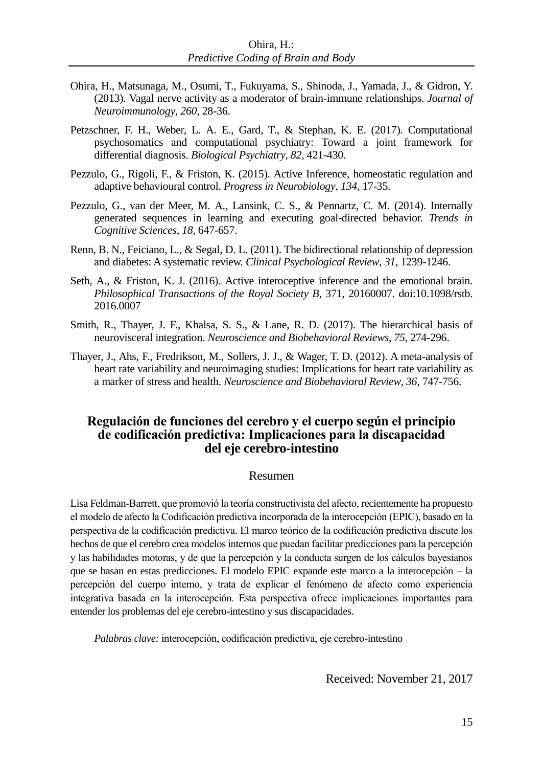Ohira, H., Matsunaga, M., Osumi, T., Fukuyama, S., Shinoda, J., Yamada, J., & Gidron, Y. (2013). Vagal nerve activity as a moderator of brain-immune relationships. *Journal of Neuroimmunology*, *260*, 28-36.

Petzschner, F. H., Weber, L. A. E., Gard, T., & Stephan, K. E. (2017). Computational psychosomatics and computational psychiatry: Toward a joint framework for differential diagnosis. *Biological Psychiatry*, *82*, 421-430.

Pezzulo, G., Rigoli, F., & Friston, K. (2015). Active Inference, homeostatic regulation and adaptive behavioural control. *Progress in Neurobiology*, *134*, 17-35.

Pezzulo, G., van der Meer, M. A., Lansink, C. S., & Pennartz, C. M. (2014). Internally generated sequences in learning and executing goal-directed behavior. *Trends in Cognitive Sciences*, *18*, 647-657.

Renn, B. N., Feiciano, L., & Segal, D. L. (2011). The bidirectional relationship of depression and diabetes: A systematic review. *Clinical Psychological Review*, *31*, 1239-1246.

Seth, A., & Friston, K. J. (2016). Active interoceptive inference and the emotional brain. *Philosophical Transactions of the Royal Society B*, 371, 20160007. doi:10.1098/rstb.2016.0007

Smith, R., Thayer, J. F., Khalsa, S. S., & Lane, R. D. (2017). The hierarchical basis of neurovisceral integration. *Neuroscience and Biobehavioral Reviews*, *75*, 274-296.

Thayer, J., Ahs, F., Fredrikson, M., Sollers, J. J., & Wager, T. D. (2012). A meta-analysis of heart rate variability and neuroimaging studies: Implications for heart rate variability as a marker of stress and health. *Neuroscience and Biobehavioral Review*, *36*, 747-756.

## Regulación de funciones del cerebro y el cuerpo según el principio de codificación predictiva: Implicaciones para la discapacidad del eje cerebro-intestino

### Resumen

Lisa Feldman-Barrett, que promovió la teoría constructivista del afecto, recientemente ha propuesto el modelo de afecto la Codificación predictiva incorporada de la interocepción (EPIC), basado en la perspectiva de la codificación predictiva. El marco teórico de la codificación predictiva discute los hechos de que el cerebro crea modelos internos que puedan facilitar predicciones para la percepción y las habilidades motoras, y de que la percepción y la conducta surgen de los cálculos bayesianos que se basan en estas predicciones. El modelo EPIC expande este marco a la interocepción – la percepción del cuerpo interno, y trata de explicar el fenómeno de afecto como experiencia integrativa basada en la interocepción. Esta perspectiva ofrece implicaciones importantes para entender los problemas del eje cerebro-intestino y sus discapacidades.

*Palabras clave:* interocepción, codificación predictiva, eje cerebro-intestino

Received: November 21, 2017